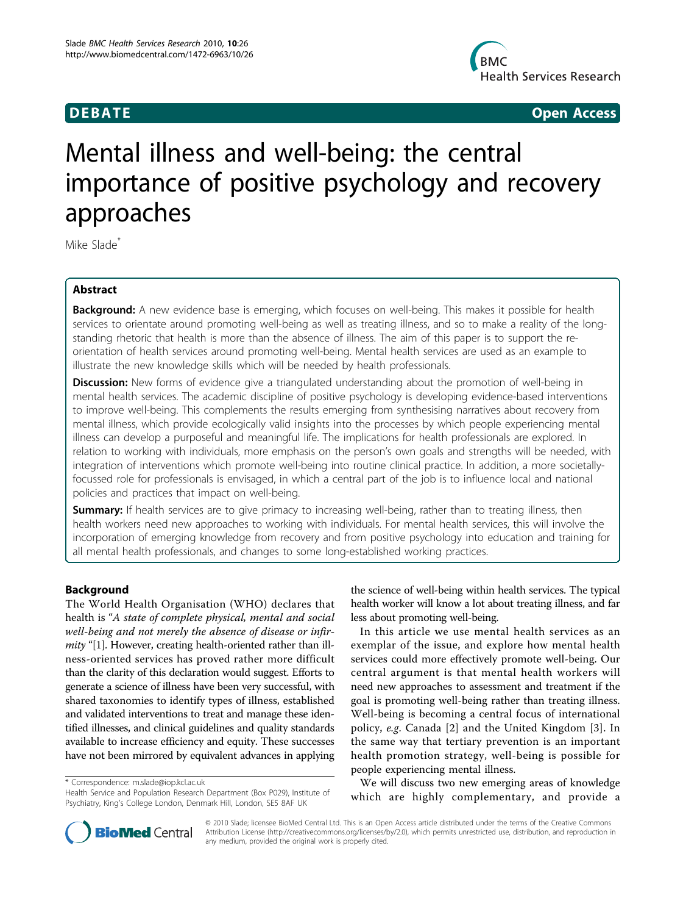**DEBATE** **Open Access**

# Mental illness and well-being: the central importance of positive psychology and recovery approaches

Mike Slade*

## Abstract

**Background:** A new evidence base is emerging, which focuses on well-being. This makes it possible for health services to orientate around promoting well-being as well as treating illness, and so to make a reality of the long-standing rhetoric that health is more than the absence of illness. The aim of this paper is to support the re-orientation of health services around promoting well-being. Mental health services are used as an example to illustrate the new knowledge skills which will be needed by health professionals.

**Discussion:** New forms of evidence give a triangulated understanding about the promotion of well-being in mental health services. The academic discipline of positive psychology is developing evidence-based interventions to improve well-being. This complements the results emerging from synthesising narratives about recovery from mental illness, which provide ecologically valid insights into the processes by which people experiencing mental illness can develop a purposeful and meaningful life. The implications for health professionals are explored. In relation to working with individuals, more emphasis on the person's own goals and strengths will be needed, with integration of interventions which promote well-being into routine clinical practice. In addition, a more societally-focussed role for professionals is envisaged, in which a central part of the job is to influence local and national policies and practices that impact on well-being.

**Summary:** If health services are to give primacy to increasing well-being, rather than to treating illness, then health workers need new approaches to working with individuals. For mental health services, this will involve the incorporation of emerging knowledge from recovery and from positive psychology into education and training for all mental health professionals, and changes to some long-established working practices.

## Background

The World Health Organisation (WHO) declares that health is "*A state of complete physical, mental and social well-being and not merely the absence of disease or infirmity* "[1]. However, creating health-oriented rather than illness-oriented services has proved rather more difficult than the clarity of this declaration would suggest. Efforts to generate a science of illness have been very successful, with shared taxonomies to identify types of illness, established and validated interventions to treat and manage these identified illnesses, and clinical guidelines and quality standards available to increase efficiency and equity. These successes have not been mirrored by equivalent advances in applying the science of well-being within health services. The typical health worker will know a lot about treating illness, and far less about promoting well-being.

In this article we use mental health services as an exemplar of the issue, and explore how mental health services could more effectively promote well-being. Our central argument is that mental health workers will need new approaches to assessment and treatment if the goal is promoting well-being rather than treating illness. Well-being is becoming a central focus of international policy, *e.g.* Canada [2] and the United Kingdom [3]. In the same way that tertiary prevention is an important health promotion strategy, well-being is possible for people experiencing mental illness.

We will discuss two new emerging areas of knowledge which are highly complementary, and provide a

\* Correspondence: m.slade@iop.kcl.ac.uk
Health Service and Population Research Department (Box P029), Institute of Psychiatry, King's College London, Denmark Hill, London, SE5 8AF UK

© 2010 Slade; licensee BioMed Central Ltd. This is an Open Access article distributed under the terms of the Creative Commons Attribution License (http://creativecommons.org/licenses/by/2.0), which permits unrestricted use, distribution, and reproduction in any medium, provided the original work is properly cited.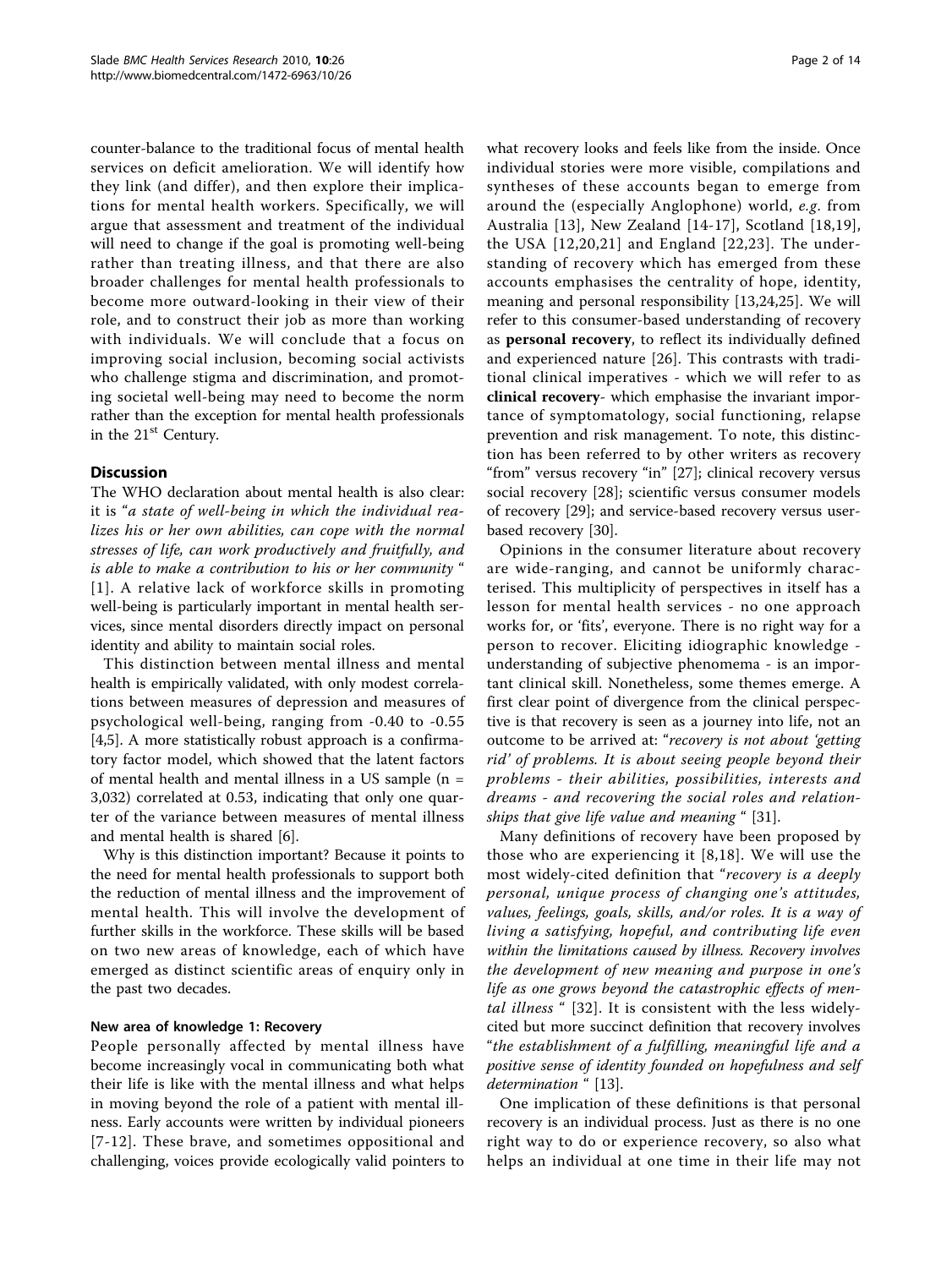counter-balance to the traditional focus of mental health services on deficit amelioration. We will identify how they link (and differ), and then explore their implications for mental health workers. Specifically, we will argue that assessment and treatment of the individual will need to change if the goal is promoting well-being rather than treating illness, and that there are also broader challenges for mental health professionals to become more outward-looking in their view of their role, and to construct their job as more than working with individuals. We will conclude that a focus on improving social inclusion, becoming social activists who challenge stigma and discrimination, and promoting societal well-being may need to become the norm rather than the exception for mental health professionals in the 21st Century.

## Discussion

The WHO declaration about mental health is also clear: it is "*a state of well-being in which the individual realizes his or her own abilities, can cope with the normal stresses of life, can work productively and fruitfully, and is able to make a contribution to his or her community* " [1]. A relative lack of workforce skills in promoting well-being is particularly important in mental health services, since mental disorders directly impact on personal identity and ability to maintain social roles.

This distinction between mental illness and mental health is empirically validated, with only modest correlations between measures of depression and measures of psychological well-being, ranging from -0.40 to -0.55 [4,5]. A more statistically robust approach is a confirmatory factor model, which showed that the latent factors of mental health and mental illness in a US sample ($n = 3{,}032$) correlated at 0.53, indicating that only one quarter of the variance between measures of mental illness and mental health is shared [6].

Why is this distinction important? Because it points to the need for mental health professionals to support both the reduction of mental illness and the improvement of mental health. This will involve the development of further skills in the workforce. These skills will be based on two new areas of knowledge, each of which have emerged as distinct scientific areas of enquiry only in the past two decades.

### New area of knowledge 1: Recovery

People personally affected by mental illness have become increasingly vocal in communicating both what their life is like with the mental illness and what helps in moving beyond the role of a patient with mental illness. Early accounts were written by individual pioneers [7-12]. These brave, and sometimes oppositional and challenging, voices provide ecologically valid pointers to what recovery looks and feels like from the inside. Once individual stories were more visible, compilations and syntheses of these accounts began to emerge from around the (especially Anglophone) world, *e.g.* from Australia [13], New Zealand [14-17], Scotland [18,19], the USA [12,20,21] and England [22,23]. The understanding of recovery which has emerged from these accounts emphasises the centrality of hope, identity, meaning and personal responsibility [13,24,25]. We will refer to this consumer-based understanding of recovery as **personal recovery**, to reflect its individually defined and experienced nature [26]. This contrasts with traditional clinical imperatives - which we will refer to as **clinical recovery**- which emphasise the invariant importance of symptomatology, social functioning, relapse prevention and risk management. To note, this distinction has been referred to by other writers as recovery "from" versus recovery "in" [27]; clinical recovery versus social recovery [28]; scientific versus consumer models of recovery [29]; and service-based recovery versus user-based recovery [30].

Opinions in the consumer literature about recovery are wide-ranging, and cannot be uniformly characterised. This multiplicity of perspectives in itself has a lesson for mental health services - no one approach works for, or 'fits', everyone. There is no right way for a person to recover. Eliciting idiographic knowledge - understanding of subjective phenomema - is an important clinical skill. Nonetheless, some themes emerge. A first clear point of divergence from the clinical perspective is that recovery is seen as a journey into life, not an outcome to be arrived at: "*recovery is not about 'getting rid' of problems. It is about seeing people beyond their problems - their abilities, possibilities, interests and dreams - and recovering the social roles and relationships that give life value and meaning* " [31].

Many definitions of recovery have been proposed by those who are experiencing it [8,18]. We will use the most widely-cited definition that "*recovery is a deeply personal, unique process of changing one's attitudes, values, feelings, goals, skills, and/or roles. It is a way of living a satisfying, hopeful, and contributing life even within the limitations caused by illness. Recovery involves the development of new meaning and purpose in one's life as one grows beyond the catastrophic effects of mental illness* " [32]. It is consistent with the less widely-cited but more succinct definition that recovery involves "*the establishment of a fulfilling, meaningful life and a positive sense of identity founded on hopefulness and self determination* " [13].

One implication of these definitions is that personal recovery is an individual process. Just as there is no one right way to do or experience recovery, so also what helps an individual at one time in their life may not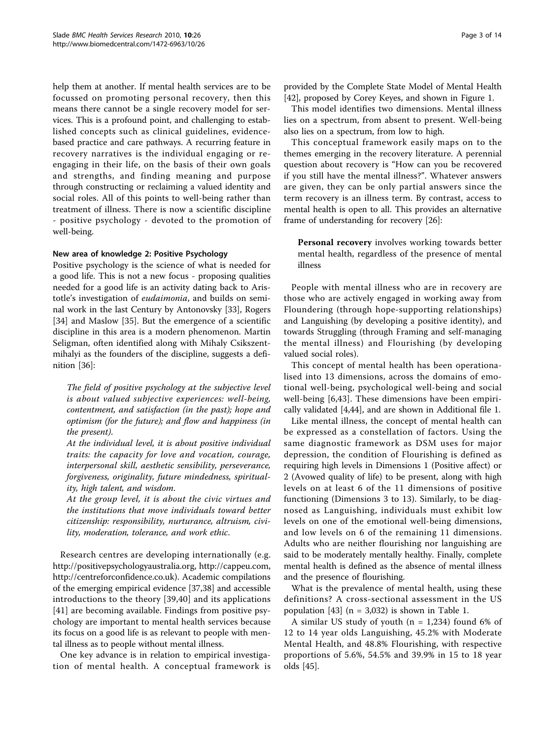help them at another. If mental health services are to be focussed on promoting personal recovery, then this means there cannot be a single recovery model for services. This is a profound point, and challenging to established concepts such as clinical guidelines, evidence-based practice and care pathways. A recurring feature in recovery narratives is the individual engaging or re-engaging in their life, on the basis of their own goals and strengths, and finding meaning and purpose through constructing or reclaiming a valued identity and social roles. All of this points to well-being rather than treatment of illness. There is now a scientific discipline - positive psychology - devoted to the promotion of well-being.

### New area of knowledge 2: Positive Psychology

Positive psychology is the science of what is needed for a good life. This is not a new focus - proposing qualities needed for a good life is an activity dating back to Aristotle's investigation of *eudaimonia*, and builds on seminal work in the last Century by Antonovsky [33], Rogers [34] and Maslow [35]. But the emergence of a scientific discipline in this area is a modern phenomenon. Martin Seligman, often identified along with Mihaly Csikszentmihalyi as the founders of the discipline, suggests a definition [36]:

> *The field of positive psychology at the subjective level is about valued subjective experiences: well-being, contentment, and satisfaction (in the past); hope and optimism (for the future); and flow and happiness (in the present).*
>
> *At the individual level, it is about positive individual traits: the capacity for love and vocation, courage, interpersonal skill, aesthetic sensibility, perseverance, forgiveness, originality, future mindedness, spirituality, high talent, and wisdom.*
>
> *At the group level, it is about the civic virtues and the institutions that move individuals toward better citizenship: responsibility, nurturance, altruism, civility, moderation, tolerance, and work ethic.*

Research centres are developing internationally (e.g. http://positivepsychologyaustralia.org, http://cappeu.com, http://centreforconfidence.co.uk). Academic compilations of the emerging empirical evidence [37,38] and accessible introductions to the theory [39,40] and its applications [41] are becoming available. Findings from positive psychology are important to mental health services because its focus on a good life is as relevant to people with mental illness as to people without mental illness.

One key advance is in relation to empirical investigation of mental health. A conceptual framework is provided by the Complete State Model of Mental Health [42], proposed by Corey Keyes, and shown in Figure 1.

This model identifies two dimensions. Mental illness lies on a spectrum, from absent to present. Well-being also lies on a spectrum, from low to high.

This conceptual framework easily maps on to the themes emerging in the recovery literature. A perennial question about recovery is "How can you be recovered if you still have the mental illness?". Whatever answers are given, they can be only partial answers since the term recovery is an illness term. By contrast, access to mental health is open to all. This provides an alternative frame of understanding for recovery [26]:

> **Personal recovery** involves working towards better mental health, regardless of the presence of mental illness

People with mental illness who are in recovery are those who are actively engaged in working away from Floundering (through hope-supporting relationships) and Languishing (by developing a positive identity), and towards Struggling (through Framing and self-managing the mental illness) and Flourishing (by developing valued social roles).

This concept of mental health has been operationalised into 13 dimensions, across the domains of emotional well-being, psychological well-being and social well-being [6,43]. These dimensions have been empirically validated [4,44], and are shown in Additional file 1.

Like mental illness, the concept of mental health can be expressed as a constellation of factors. Using the same diagnostic framework as DSM uses for major depression, the condition of Flourishing is defined as requiring high levels in Dimensions 1 (Positive affect) or 2 (Avowed quality of life) to be present, along with high levels on at least 6 of the 11 dimensions of positive functioning (Dimensions 3 to 13). Similarly, to be diagnosed as Languishing, individuals must exhibit low levels on one of the emotional well-being dimensions, and low levels on 6 of the remaining 11 dimensions. Adults who are neither flourishing nor languishing are said to be moderately mentally healthy. Finally, complete mental health is defined as the absence of mental illness and the presence of flourishing.

What is the prevalence of mental health, using these definitions? A cross-sectional assessment in the US population [43] (n = 3,032) is shown in Table 1.

A similar US study of youth (n = 1,234) found 6% of 12 to 14 year olds Languishing, 45.2% with Moderate Mental Health, and 48.8% Flourishing, with respective proportions of 5.6%, 54.5% and 39.9% in 15 to 18 year olds [45].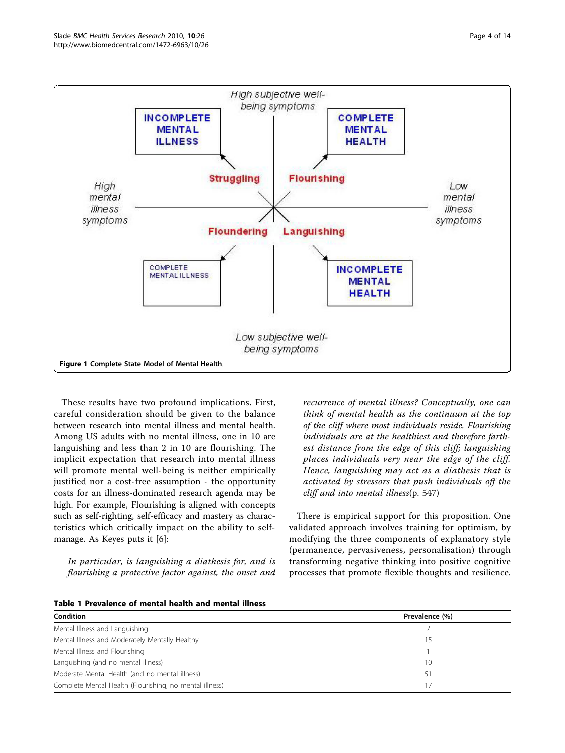**Figure 1 Complete State Model of Mental Health**.

These results have two profound implications. First, careful consideration should be given to the balance between research into mental illness and mental health. Among US adults with no mental illness, one in 10 are languishing and less than 2 in 10 are flourishing. The implicit expectation that research into mental illness will promote mental well-being is neither empirically justified nor a cost-free assumption - the opportunity costs for an illness-dominated research agenda may be high. For example, Flourishing is aligned with concepts such as self-righting, self-efficacy and mastery as characteristics which critically impact on the ability to self-manage. As Keyes puts it [6]:

> *In particular, is languishing a diathesis for, and is flourishing a protective factor against, the onset and recurrence of mental illness? Conceptually, one can think of mental health as the continuum at the top of the cliff where most individuals reside. Flourishing individuals are at the healthiest and therefore farthest distance from the edge of this cliff; languishing places individuals very near the edge of the cliff. Hence, languishing may act as a diathesis that is activated by stressors that push individuals off the cliff and into mental illness*(p. 547)

There is empirical support for this proposition. One validated approach involves training for optimism, by modifying the three components of explanatory style (permanence, pervasiveness, personalisation) through transforming negative thinking into positive cognitive processes that promote flexible thoughts and resilience.

**Table 1 Prevalence of mental health and mental illness**

| Condition | Prevalence (%) |
| --- | --- |
| Mental Illness and Languishing | 7 |
| Mental Illness and Moderately Mentally Healthy | 15 |
| Mental Illness and Flourishing | 1 |
| Languishing (and no mental illness) | 10 |
| Moderate Mental Health (and no mental illness) | 51 |
| Complete Mental Health (Flourishing, no mental illness) | 17 |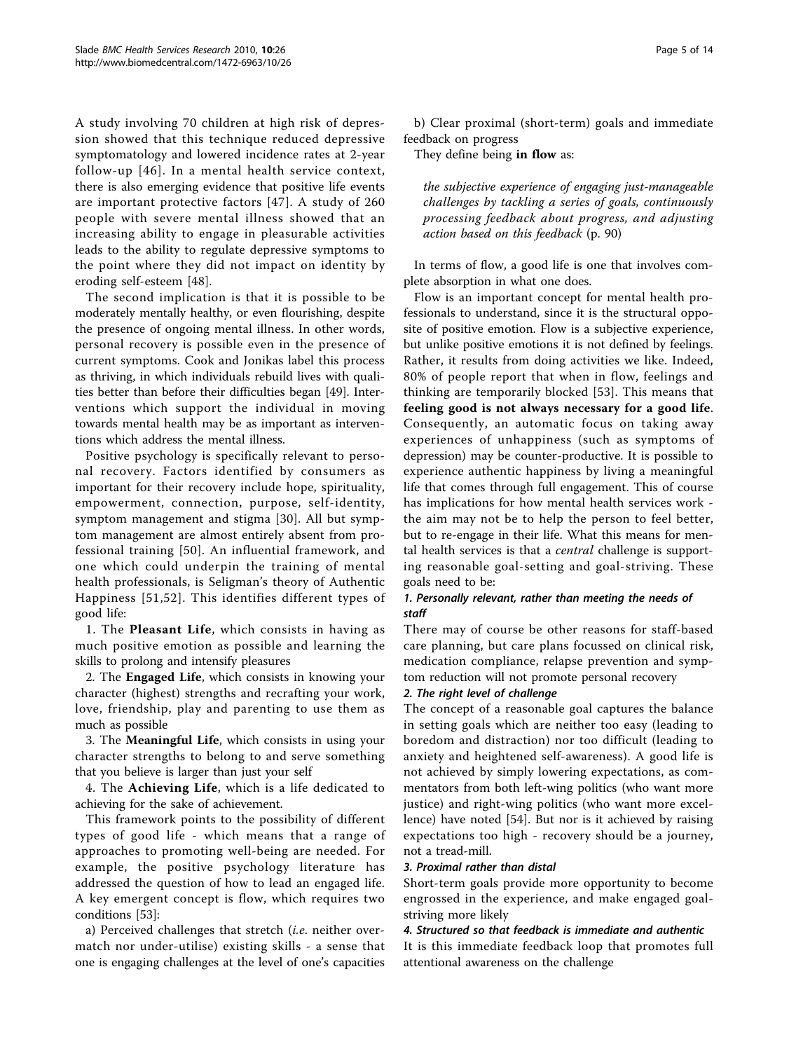A study involving 70 children at high risk of depression showed that this technique reduced depressive symptomatology and lowered incidence rates at 2-year follow-up [46]. In a mental health service context, there is also emerging evidence that positive life events are important protective factors [47]. A study of 260 people with severe mental illness showed that an increasing ability to engage in pleasurable activities leads to the ability to regulate depressive symptoms to the point where they did not impact on identity by eroding self-esteem [48].

The second implication is that it is possible to be moderately mentally healthy, or even flourishing, despite the presence of ongoing mental illness. In other words, personal recovery is possible even in the presence of current symptoms. Cook and Jonikas label this process as thriving, in which individuals rebuild lives with qualities better than before their difficulties began [49]. Interventions which support the individual in moving towards mental health may be as important as interventions which address the mental illness.

Positive psychology is specifically relevant to personal recovery. Factors identified by consumers as important for their recovery include hope, spirituality, empowerment, connection, purpose, self-identity, symptom management and stigma [30]. All but symptom management are almost entirely absent from professional training [50]. An influential framework, and one which could underpin the training of mental health professionals, is Seligman's theory of Authentic Happiness [51,52]. This identifies different types of good life:

1. The **Pleasant Life**, which consists in having as much positive emotion as possible and learning the skills to prolong and intensify pleasures
2. The **Engaged Life**, which consists in knowing your character (highest) strengths and recrafting your work, love, friendship, play and parenting to use them as much as possible
3. The **Meaningful Life**, which consists in using your character strengths to belong to and serve something that you believe is larger than just your self
4. The **Achieving Life**, which is a life dedicated to achieving for the sake of achievement.

This framework points to the possibility of different types of good life - which means that a range of approaches to promoting well-being are needed. For example, the positive psychology literature has addressed the question of how to lead an engaged life. A key emergent concept is flow, which requires two conditions [53]:

a) Perceived challenges that stretch (*i.e.* neither overmatch nor under-utilise) existing skills - a sense that one is engaging challenges at the level of one's capacities

b) Clear proximal (short-term) goals and immediate feedback on progress

They define being **in flow** as:

> *the subjective experience of engaging just-manageable challenges by tackling a series of goals, continuously processing feedback about progress, and adjusting action based on this feedback* (p. 90)

In terms of flow, a good life is one that involves complete absorption in what one does.

Flow is an important concept for mental health professionals to understand, since it is the structural opposite of positive emotion. Flow is a subjective experience, but unlike positive emotions it is not defined by feelings. Rather, it results from doing activities we like. Indeed, 80% of people report that when in flow, feelings and thinking are temporarily blocked [53]. This means that **feeling good is not always necessary for a good life**. Consequently, an automatic focus on taking away experiences of unhappiness (such as symptoms of depression) may be counter-productive. It is possible to experience authentic happiness by living a meaningful life that comes through full engagement. This of course has implications for how mental health services work - the aim may not be to help the person to feel better, but to re-engage in their life. What this means for mental health services is that a *central* challenge is supporting reasonable goal-setting and goal-striving. These goals need to be:

#### 1. Personally relevant, rather than meeting the needs of staff

There may of course be other reasons for staff-based care planning, but care plans focussed on clinical risk, medication compliance, relapse prevention and symptom reduction will not promote personal recovery

#### 2. The right level of challenge

The concept of a reasonable goal captures the balance in setting goals which are neither too easy (leading to boredom and distraction) nor too difficult (leading to anxiety and heightened self-awareness). A good life is not achieved by simply lowering expectations, as commentators from both left-wing politics (who want more justice) and right-wing politics (who want more excellence) have noted [54]. But nor is it achieved by raising expectations too high - recovery should be a journey, not a tread-mill.

#### 3. Proximal rather than distal

Short-term goals provide more opportunity to become engrossed in the experience, and make engaged goal-striving more likely

#### 4. Structured so that feedback is immediate and authentic

It is this immediate feedback loop that promotes full attentional awareness on the challenge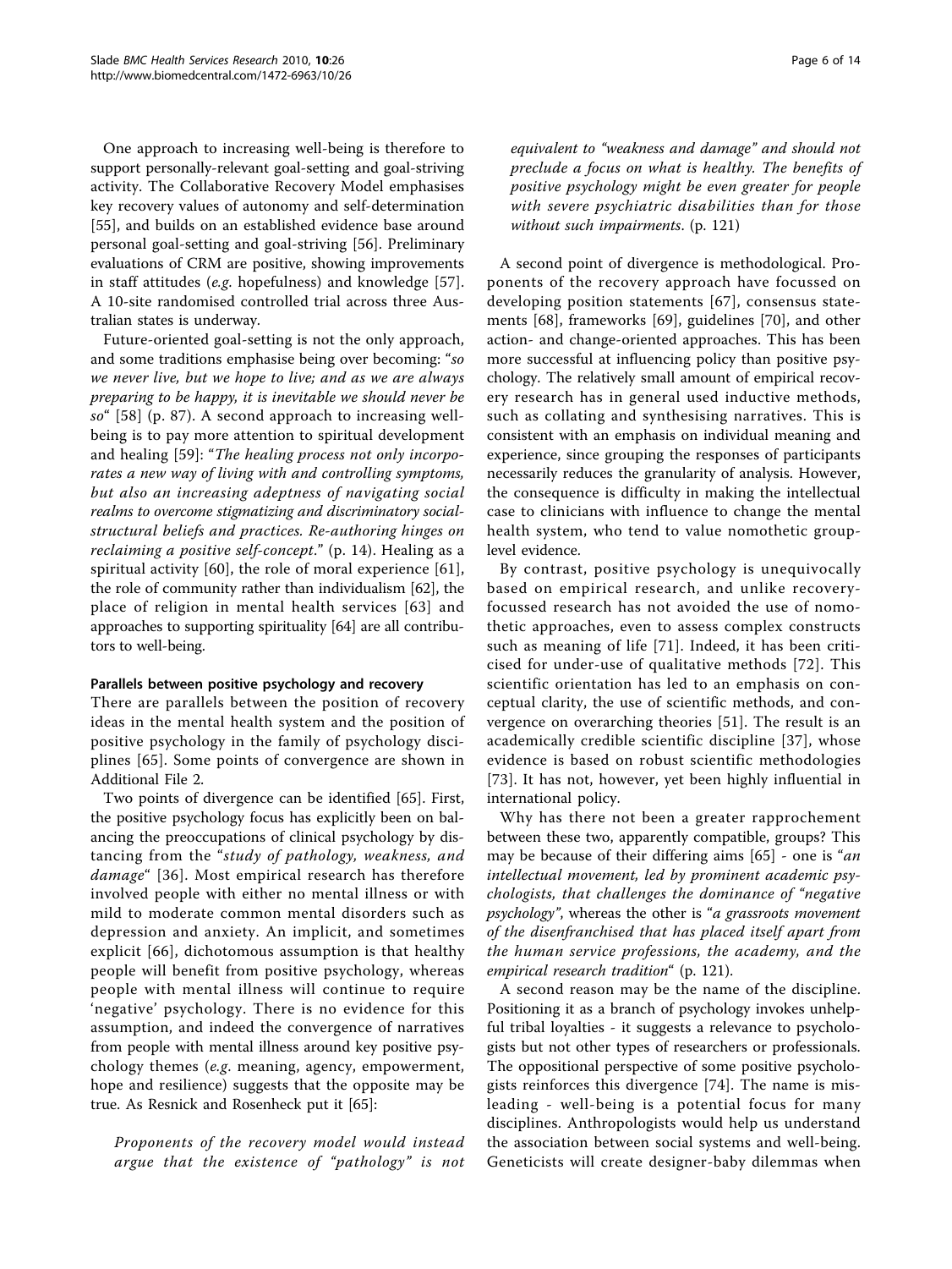One approach to increasing well-being is therefore to support personally-relevant goal-setting and goal-striving activity. The Collaborative Recovery Model emphasises key recovery values of autonomy and self-determination [55], and builds on an established evidence base around personal goal-setting and goal-striving [56]. Preliminary evaluations of CRM are positive, showing improvements in staff attitudes (*e.g.* hopefulness) and knowledge [57]. A 10-site randomised controlled trial across three Australian states is underway.

Future-oriented goal-setting is not the only approach, and some traditions emphasise being over becoming: "*so we never live, but we hope to live; and as we are always preparing to be happy, it is inevitable we should never be so*" [58] (p. 87). A second approach to increasing well-being is to pay more attention to spiritual development and healing [59]: "*The healing process not only incorporates a new way of living with and controlling symptoms, but also an increasing adeptness of navigating social realms to overcome stigmatizing and discriminatory social-structural beliefs and practices. Re-authoring hinges on reclaiming a positive self-concept.*" (p. 14). Healing as a spiritual activity [60], the role of moral experience [61], the role of community rather than individualism [62], the place of religion in mental health services [63] and approaches to supporting spirituality [64] are all contributors to well-being.

#### Parallels between positive psychology and recovery

There are parallels between the position of recovery ideas in the mental health system and the position of positive psychology in the family of psychology disciplines [65]. Some points of convergence are shown in Additional File 2.

Two points of divergence can be identified [65]. First, the positive psychology focus has explicitly been on balancing the preoccupations of clinical psychology by distancing from the "*study of pathology, weakness, and damage*" [36]. Most empirical research has therefore involved people with either no mental illness or with mild to moderate common mental disorders such as depression and anxiety. An implicit, and sometimes explicit [66], dichotomous assumption is that healthy people will benefit from positive psychology, whereas people with mental illness will continue to require 'negative' psychology. There is no evidence for this assumption, and indeed the convergence of narratives from people with mental illness around key positive psychology themes (*e.g.* meaning, agency, empowerment, hope and resilience) suggests that the opposite may be true. As Resnick and Rosenheck put it [65]:

> *Proponents of the recovery model would instead argue that the existence of "pathology" is not equivalent to "weakness and damage" and should not preclude a focus on what is healthy. The benefits of positive psychology might be even greater for people with severe psychiatric disabilities than for those without such impairments.* (p. 121)

A second point of divergence is methodological. Proponents of the recovery approach have focussed on developing position statements [67], consensus statements [68], frameworks [69], guidelines [70], and other action- and change-oriented approaches. This has been more successful at influencing policy than positive psychology. The relatively small amount of empirical recovery research has in general used inductive methods, such as collating and synthesising narratives. This is consistent with an emphasis on individual meaning and experience, since grouping the responses of participants necessarily reduces the granularity of analysis. However, the consequence is difficulty in making the intellectual case to clinicians with influence to change the mental health system, who tend to value nomothetic group-level evidence.

By contrast, positive psychology is unequivocally based on empirical research, and unlike recovery-focussed research has not avoided the use of nomothetic approaches, even to assess complex constructs such as meaning of life [71]. Indeed, it has been criticised for under-use of qualitative methods [72]. This scientific orientation has led to an emphasis on conceptual clarity, the use of scientific methods, and convergence on overarching theories [51]. The result is an academically credible scientific discipline [37], whose evidence is based on robust scientific methodologies [73]. It has not, however, yet been highly influential in international policy.

Why has there not been a greater rapprochement between these two, apparently compatible, groups? This may be because of their differing aims [65] - one is "*an intellectual movement, led by prominent academic psychologists, that challenges the dominance of "negative psychology"*, whereas the other is "*a grassroots movement of the disenfranchised that has placed itself apart from the human service professions, the academy, and the empirical research tradition*" (p. 121).

A second reason may be the name of the discipline. Positioning it as a branch of psychology invokes unhelpful tribal loyalties - it suggests a relevance to psychologists but not other types of researchers or professionals. The oppositional perspective of some positive psychologists reinforces this divergence [74]. The name is misleading - well-being is a potential focus for many disciplines. Anthropologists would help us understand the association between social systems and well-being. Geneticists will create designer-baby dilemmas when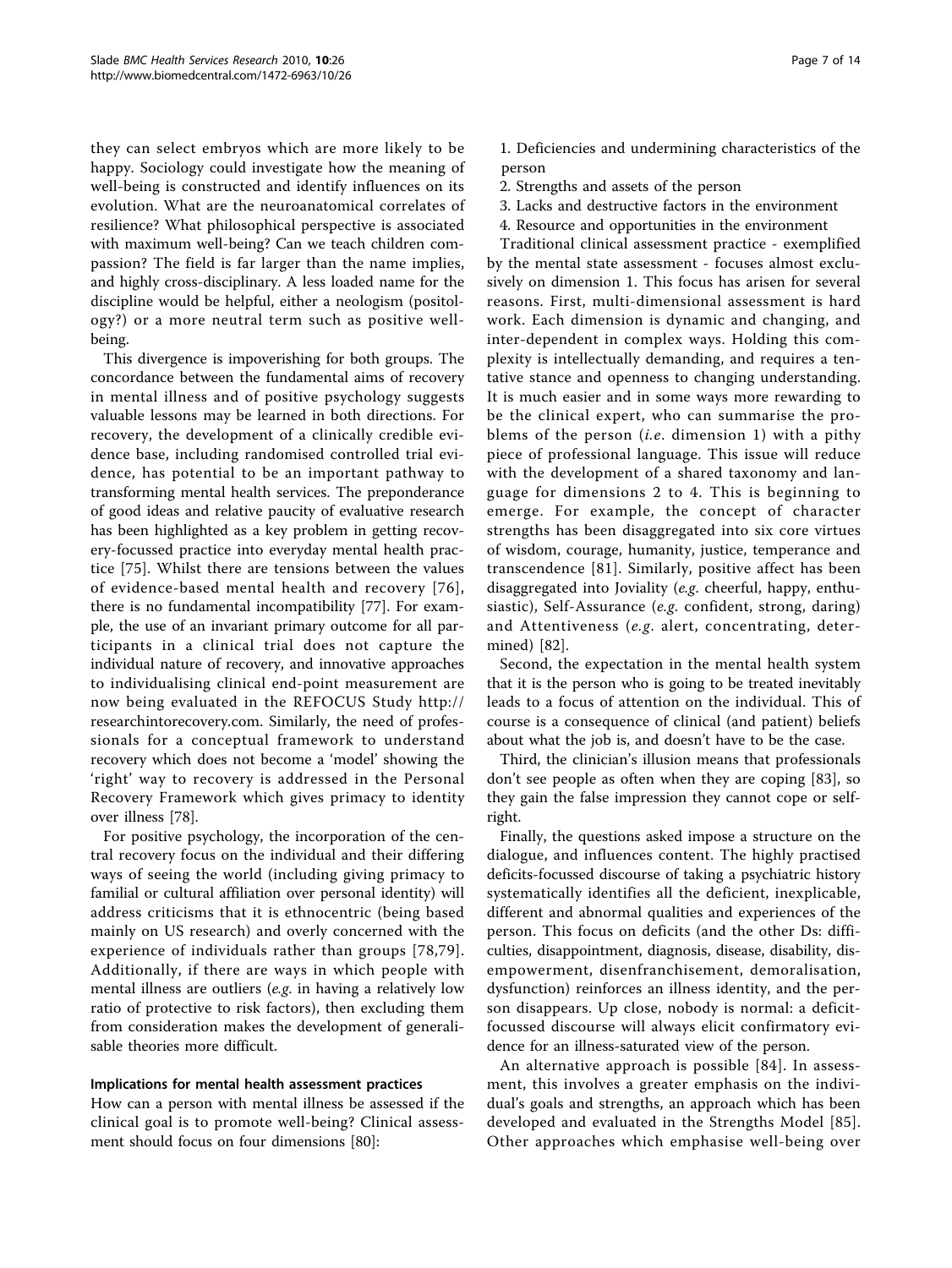they can select embryos which are more likely to be happy. Sociology could investigate how the meaning of well-being is constructed and identify influences on its evolution. What are the neuroanatomical correlates of resilience? What philosophical perspective is associated with maximum well-being? Can we teach children compassion? The field is far larger than the name implies, and highly cross-disciplinary. A less loaded name for the discipline would be helpful, either a neologism (positology?) or a more neutral term such as positive well-being.

This divergence is impoverishing for both groups. The concordance between the fundamental aims of recovery in mental illness and of positive psychology suggests valuable lessons may be learned in both directions. For recovery, the development of a clinically credible evidence base, including randomised controlled trial evidence, has potential to be an important pathway to transforming mental health services. The preponderance of good ideas and relative paucity of evaluative research has been highlighted as a key problem in getting recovery-focussed practice into everyday mental health practice [75]. Whilst there are tensions between the values of evidence-based mental health and recovery [76], there is no fundamental incompatibility [77]. For example, the use of an invariant primary outcome for all participants in a clinical trial does not capture the individual nature of recovery, and innovative approaches to individualising clinical end-point measurement are now being evaluated in the REFOCUS Study http://researchintorecovery.com. Similarly, the need of professionals for a conceptual framework to understand recovery which does not become a 'model' showing the 'right' way to recovery is addressed in the Personal Recovery Framework which gives primacy to identity over illness [78].

For positive psychology, the incorporation of the central recovery focus on the individual and their differing ways of seeing the world (including giving primacy to familial or cultural affiliation over personal identity) will address criticisms that it is ethnocentric (being based mainly on US research) and overly concerned with the experience of individuals rather than groups [78,79]. Additionally, if there are ways in which people with mental illness are outliers (*e.g.* in having a relatively low ratio of protective to risk factors), then excluding them from consideration makes the development of generalisable theories more difficult.

### Implications for mental health assessment practices

How can a person with mental illness be assessed if the clinical goal is to promote well-being? Clinical assessment should focus on four dimensions [80]:

1. Deficiencies and undermining characteristics of the person
2. Strengths and assets of the person
3. Lacks and destructive factors in the environment
4. Resource and opportunities in the environment

Traditional clinical assessment practice - exemplified by the mental state assessment - focuses almost exclusively on dimension 1. This focus has arisen for several reasons. First, multi-dimensional assessment is hard work. Each dimension is dynamic and changing, and inter-dependent in complex ways. Holding this complexity is intellectually demanding, and requires a tentative stance and openness to changing understanding. It is much easier and in some ways more rewarding to be the clinical expert, who can summarise the problems of the person (*i.e.* dimension 1) with a pithy piece of professional language. This issue will reduce with the development of a shared taxonomy and language for dimensions 2 to 4. This is beginning to emerge. For example, the concept of character strengths has been disaggregated into six core virtues of wisdom, courage, humanity, justice, temperance and transcendence [81]. Similarly, positive affect has been disaggregated into Joviality (*e.g.* cheerful, happy, enthusiastic), Self-Assurance (*e.g.* confident, strong, daring) and Attentiveness (*e.g.* alert, concentrating, determined) [82].

Second, the expectation in the mental health system that it is the person who is going to be treated inevitably leads to a focus of attention on the individual. This of course is a consequence of clinical (and patient) beliefs about what the job is, and doesn't have to be the case.

Third, the clinician's illusion means that professionals don't see people as often when they are coping [83], so they gain the false impression they cannot cope or self-right.

Finally, the questions asked impose a structure on the dialogue, and influences content. The highly practised deficits-focussed discourse of taking a psychiatric history systematically identifies all the deficient, inexplicable, different and abnormal qualities and experiences of the person. This focus on deficits (and the other Ds: difficulties, disappointment, diagnosis, disease, disability, disempowerment, disenfranchisement, demoralisation, dysfunction) reinforces an illness identity, and the person disappears. Up close, nobody is normal: a deficit-focussed discourse will always elicit confirmatory evidence for an illness-saturated view of the person.

An alternative approach is possible [84]. In assessment, this involves a greater emphasis on the individual's goals and strengths, an approach which has been developed and evaluated in the Strengths Model [85]. Other approaches which emphasise well-being over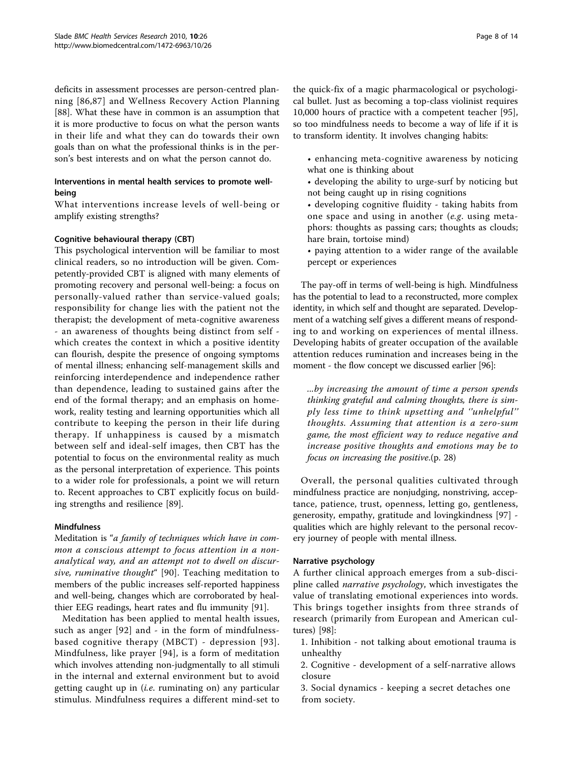deficits in assessment processes are person-centred planning [86,87] and Wellness Recovery Action Planning [88]. What these have in common is an assumption that it is more productive to focus on what the person wants in their life and what they can do towards their own goals than on what the professional thinks is in the person's best interests and on what the person cannot do.

### Interventions in mental health services to promote well-being

What interventions increase levels of well-being or amplify existing strengths?

#### Cognitive behavioural therapy (CBT)

This psychological intervention will be familiar to most clinical readers, so no introduction will be given. Competently-provided CBT is aligned with many elements of promoting recovery and personal well-being: a focus on personally-valued rather than service-valued goals; responsibility for change lies with the patient not the therapist; the development of meta-cognitive awareness - an awareness of thoughts being distinct from self - which creates the context in which a positive identity can flourish, despite the presence of ongoing symptoms of mental illness; enhancing self-management skills and reinforcing interdependence and independence rather than dependence, leading to sustained gains after the end of the formal therapy; and an emphasis on homework, reality testing and learning opportunities which all contribute to keeping the person in their life during therapy. If unhappiness is caused by a mismatch between self and ideal-self images, then CBT has the potential to focus on the environmental reality as much as the personal interpretation of experience. This points to a wider role for professionals, a point we will return to. Recent approaches to CBT explicitly focus on building strengths and resilience [89].

#### Mindfulness

Meditation is "*a family of techniques which have in common a conscious attempt to focus attention in a non-analytical way, and an attempt not to dwell on discursive, ruminative thought*" [90]. Teaching meditation to members of the public increases self-reported happiness and well-being, changes which are corroborated by healthier EEG readings, heart rates and flu immunity [91].

Meditation has been applied to mental health issues, such as anger [92] and - in the form of mindfulness-based cognitive therapy (MBCT) - depression [93]. Mindfulness, like prayer [94], is a form of meditation which involves attending non-judgmentally to all stimuli in the internal and external environment but to avoid getting caught up in (*i.e.* ruminating on) any particular stimulus. Mindfulness requires a different mind-set to the quick-fix of a magic pharmacological or psychological bullet. Just as becoming a top-class violinist requires 10,000 hours of practice with a competent teacher [95], so too mindfulness needs to become a way of life if it is to transform identity. It involves changing habits:

- enhancing meta-cognitive awareness by noticing what one is thinking about
- developing the ability to urge-surf by noticing but not being caught up in rising cognitions
- developing cognitive fluidity - taking habits from one space and using in another (*e.g.* using metaphors: thoughts as passing cars; thoughts as clouds; hare brain, tortoise mind)
- paying attention to a wider range of the available percept or experiences

The pay-off in terms of well-being is high. Mindfulness has the potential to lead to a reconstructed, more complex identity, in which self and thought are separated. Development of a watching self gives a different means of responding to and working on experiences of mental illness. Developing habits of greater occupation of the available attention reduces rumination and increases being in the moment - the flow concept we discussed earlier [96]:

> *...by increasing the amount of time a person spends thinking grateful and calming thoughts, there is simply less time to think upsetting and ''unhelpful'' thoughts. Assuming that attention is a zero-sum game, the most efficient way to reduce negative and increase positive thoughts and emotions may be to focus on increasing the positive.*(p. 28)

Overall, the personal qualities cultivated through mindfulness practice are nonjudging, nonstriving, acceptance, patience, trust, openness, letting go, gentleness, generosity, empathy, gratitude and lovingkindness [97] - qualities which are highly relevant to the personal recovery journey of people with mental illness.

#### Narrative psychology

A further clinical approach emerges from a sub-discipline called *narrative psychology*, which investigates the value of translating emotional experiences into words. This brings together insights from three strands of research (primarily from European and American cultures) [98]:

1. Inhibition - not talking about emotional trauma is unhealthy
2. Cognitive - development of a self-narrative allows closure
3. Social dynamics - keeping a secret detaches one from society.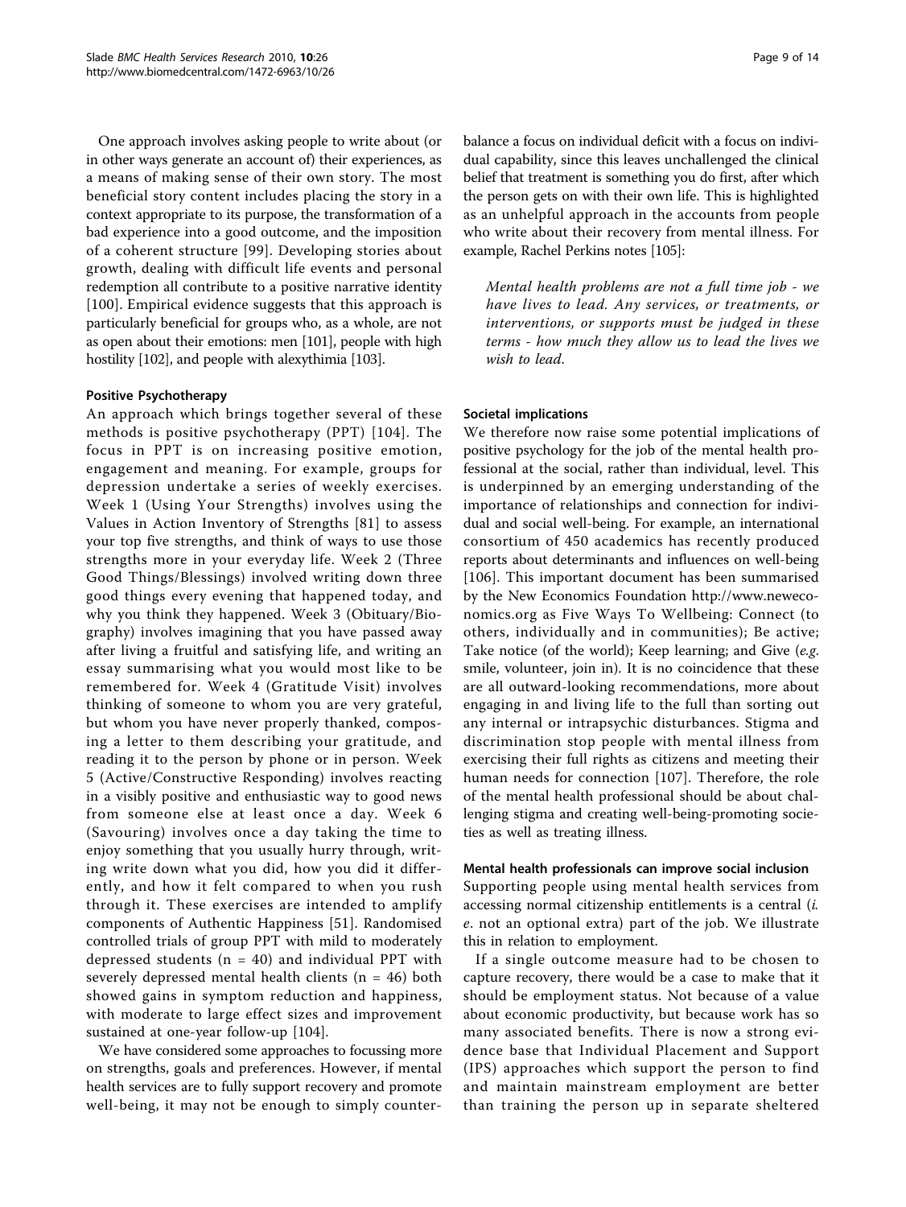One approach involves asking people to write about (or in other ways generate an account of) their experiences, as a means of making sense of their own story. The most beneficial story content includes placing the story in a context appropriate to its purpose, the transformation of a bad experience into a good outcome, and the imposition of a coherent structure [99]. Developing stories about growth, dealing with difficult life events and personal redemption all contribute to a positive narrative identity [100]. Empirical evidence suggests that this approach is particularly beneficial for groups who, as a whole, are not as open about their emotions: men [101], people with high hostility [102], and people with alexythimia [103].

#### Positive Psychotherapy

An approach which brings together several of these methods is positive psychotherapy (PPT) [104]. The focus in PPT is on increasing positive emotion, engagement and meaning. For example, groups for depression undertake a series of weekly exercises. Week 1 (Using Your Strengths) involves using the Values in Action Inventory of Strengths [81] to assess your top five strengths, and think of ways to use those strengths more in your everyday life. Week 2 (Three Good Things/Blessings) involved writing down three good things every evening that happened today, and why you think they happened. Week 3 (Obituary/Biography) involves imagining that you have passed away after living a fruitful and satisfying life, and writing an essay summarising what you would most like to be remembered for. Week 4 (Gratitude Visit) involves thinking of someone to whom you are very grateful, but whom you have never properly thanked, composing a letter to them describing your gratitude, and reading it to the person by phone or in person. Week 5 (Active/Constructive Responding) involves reacting in a visibly positive and enthusiastic way to good news from someone else at least once a day. Week 6 (Savouring) involves once a day taking the time to enjoy something that you usually hurry through, writing write down what you did, how you did it differently, and how it felt compared to when you rush through it. These exercises are intended to amplify components of Authentic Happiness [51]. Randomised controlled trials of group PPT with mild to moderately depressed students (n = 40) and individual PPT with severely depressed mental health clients (n = 46) both showed gains in symptom reduction and happiness, with moderate to large effect sizes and improvement sustained at one-year follow-up [104].

We have considered some approaches to focussing more on strengths, goals and preferences. However, if mental health services are to fully support recovery and promote well-being, it may not be enough to simply counterbalance a focus on individual deficit with a focus on individual capability, since this leaves unchallenged the clinical belief that treatment is something you do first, after which the person gets on with their own life. This is highlighted as an unhelpful approach in the accounts from people who write about their recovery from mental illness. For example, Rachel Perkins notes [105]:

> *Mental health problems are not a full time job - we have lives to lead. Any services, or treatments, or interventions, or supports must be judged in these terms - how much they allow us to lead the lives we wish to lead.*

### Societal implications

We therefore now raise some potential implications of positive psychology for the job of the mental health professional at the social, rather than individual, level. This is underpinned by an emerging understanding of the importance of relationships and connection for individual and social well-being. For example, an international consortium of 450 academics has recently produced reports about determinants and influences on well-being [106]. This important document has been summarised by the New Economics Foundation http://www.neweconomics.org as Five Ways To Wellbeing: Connect (to others, individually and in communities); Be active; Take notice (of the world); Keep learning; and Give (*e.g.* smile, volunteer, join in). It is no coincidence that these are all outward-looking recommendations, more about engaging in and living life to the full than sorting out any internal or intrapsychic disturbances. Stigma and discrimination stop people with mental illness from exercising their full rights as citizens and meeting their human needs for connection [107]. Therefore, the role of the mental health professional should be about challenging stigma and creating well-being-promoting societies as well as treating illness.

#### Mental health professionals can improve social inclusion

Supporting people using mental health services from accessing normal citizenship entitlements is a central (*i.e.* not an optional extra) part of the job. We illustrate this in relation to employment.

If a single outcome measure had to be chosen to capture recovery, there would be a case to make that it should be employment status. Not because of a value about economic productivity, but because work has so many associated benefits. There is now a strong evidence base that Individual Placement and Support (IPS) approaches which support the person to find and maintain mainstream employment are better than training the person up in separate sheltered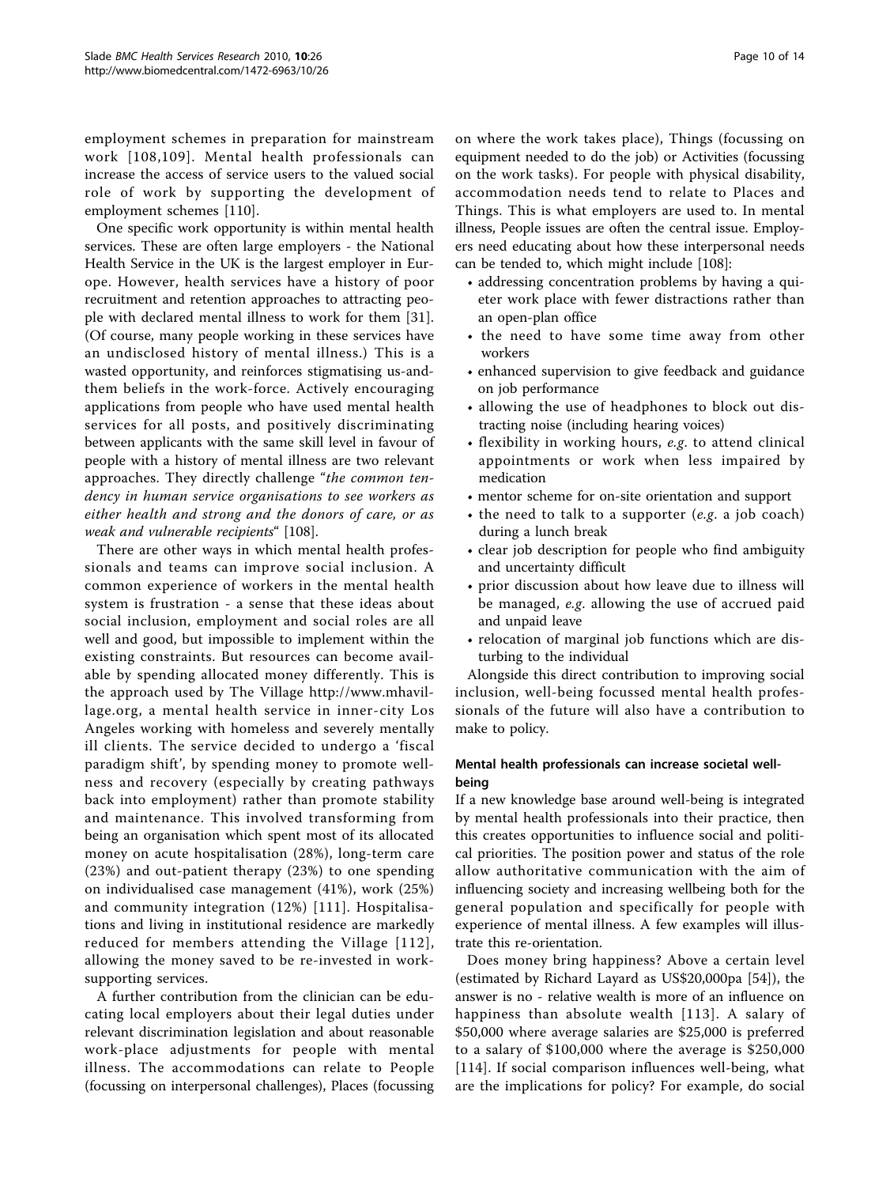employment schemes in preparation for mainstream work [108,109]. Mental health professionals can increase the access of service users to the valued social role of work by supporting the development of employment schemes [110].

One specific work opportunity is within mental health services. These are often large employers - the National Health Service in the UK is the largest employer in Europe. However, health services have a history of poor recruitment and retention approaches to attracting people with declared mental illness to work for them [31]. (Of course, many people working in these services have an undisclosed history of mental illness.) This is a wasted opportunity, and reinforces stigmatising us-and-them beliefs in the work-force. Actively encouraging applications from people who have used mental health services for all posts, and positively discriminating between applicants with the same skill level in favour of people with a history of mental illness are two relevant approaches. They directly challenge "*the common tendency in human service organisations to see workers as either health and strong and the donors of care, or as weak and vulnerable recipients*" [108].

There are other ways in which mental health professionals and teams can improve social inclusion. A common experience of workers in the mental health system is frustration - a sense that these ideas about social inclusion, employment and social roles are all well and good, but impossible to implement within the existing constraints. But resources can become available by spending allocated money differently. This is the approach used by The Village http://www.mhavillage.org, a mental health service in inner-city Los Angeles working with homeless and severely mentally ill clients. The service decided to undergo a 'fiscal paradigm shift', by spending money to promote wellness and recovery (especially by creating pathways back into employment) rather than promote stability and maintenance. This involved transforming from being an organisation which spent most of its allocated money on acute hospitalisation (28%), long-term care (23%) and out-patient therapy (23%) to one spending on individualised case management (41%), work (25%) and community integration (12%) [111]. Hospitalisations and living in institutional residence are markedly reduced for members attending the Village [112], allowing the money saved to be re-invested in work-supporting services.

A further contribution from the clinician can be educating local employers about their legal duties under relevant discrimination legislation and about reasonable work-place adjustments for people with mental illness. The accommodations can relate to People (focussing on interpersonal challenges), Places (focussing on where the work takes place), Things (focussing on equipment needed to do the job) or Activities (focussing on the work tasks). For people with physical disability, accommodation needs tend to relate to Places and Things. This is what employers are used to. In mental illness, People issues are often the central issue. Employers need educating about how these interpersonal needs can be tended to, which might include [108]:

- addressing concentration problems by having a quieter work place with fewer distractions rather than an open-plan office
- the need to have some time away from other workers
- enhanced supervision to give feedback and guidance on job performance
- allowing the use of headphones to block out distracting noise (including hearing voices)
- flexibility in working hours, *e.g.* to attend clinical appointments or work when less impaired by medication
- mentor scheme for on-site orientation and support
- the need to talk to a supporter (*e.g.* a job coach) during a lunch break
- clear job description for people who find ambiguity and uncertainty difficult
- prior discussion about how leave due to illness will be managed, *e.g.* allowing the use of accrued paid and unpaid leave
- relocation of marginal job functions which are disturbing to the individual

Alongside this direct contribution to improving social inclusion, well-being focussed mental health professionals of the future will also have a contribution to make to policy.

### Mental health professionals can increase societal well-being

If a new knowledge base around well-being is integrated by mental health professionals into their practice, then this creates opportunities to influence social and political priorities. The position power and status of the role allow authoritative communication with the aim of influencing society and increasing wellbeing both for the general population and specifically for people with experience of mental illness. A few examples will illustrate this re-orientation.

Does money bring happiness? Above a certain level (estimated by Richard Layard as US$20,000pa [54]), the answer is no - relative wealth is more of an influence on happiness than absolute wealth [113]. A salary of $50,000 where average salaries are $25,000 is preferred to a salary of $100,000 where the average is $250,000 [114]. If social comparison influences well-being, what are the implications for policy? For example, do social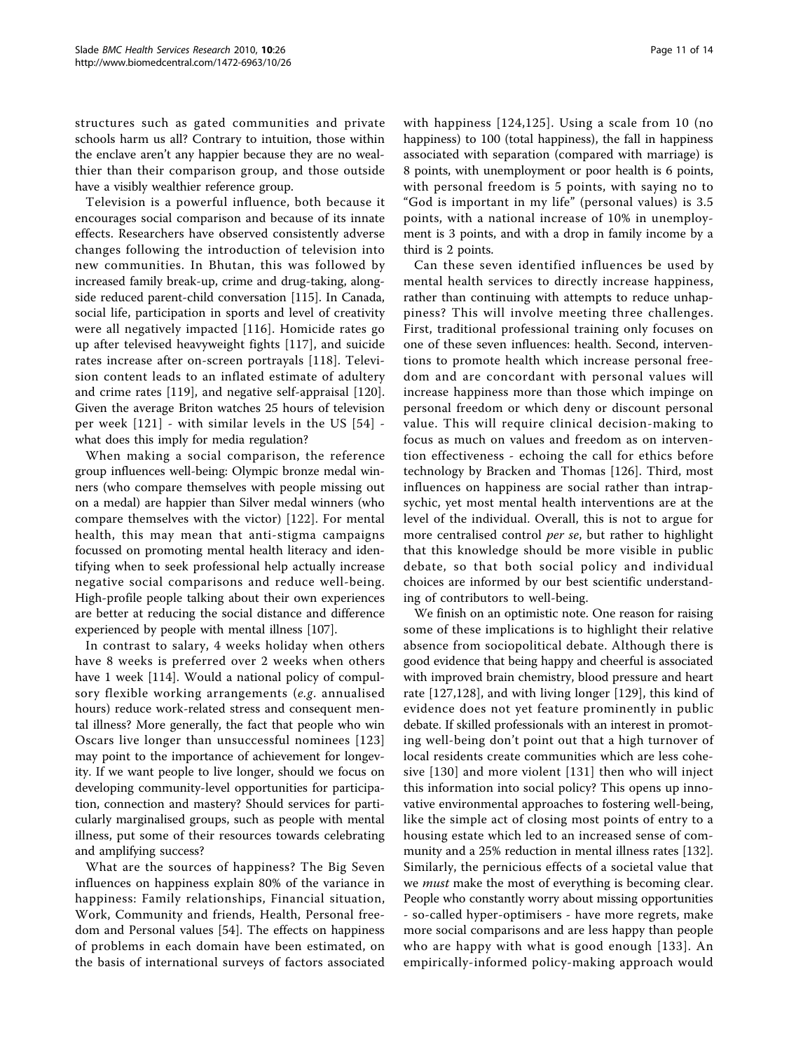structures such as gated communities and private schools harm us all? Contrary to intuition, those within the enclave aren't any happier because they are no wealthier than their comparison group, and those outside have a visibly wealthier reference group.

Television is a powerful influence, both because it encourages social comparison and because of its innate effects. Researchers have observed consistently adverse changes following the introduction of television into new communities. In Bhutan, this was followed by increased family break-up, crime and drug-taking, alongside reduced parent-child conversation [115]. In Canada, social life, participation in sports and level of creativity were all negatively impacted [116]. Homicide rates go up after televised heavyweight fights [117], and suicide rates increase after on-screen portrayals [118]. Television content leads to an inflated estimate of adultery and crime rates [119], and negative self-appraisal [120]. Given the average Briton watches 25 hours of television per week [121] - with similar levels in the US [54] - what does this imply for media regulation?

When making a social comparison, the reference group influences well-being: Olympic bronze medal winners (who compare themselves with people missing out on a medal) are happier than Silver medal winners (who compare themselves with the victor) [122]. For mental health, this may mean that anti-stigma campaigns focussed on promoting mental health literacy and identifying when to seek professional help actually increase negative social comparisons and reduce well-being. High-profile people talking about their own experiences are better at reducing the social distance and difference experienced by people with mental illness [107].

In contrast to salary, 4 weeks holiday when others have 8 weeks is preferred over 2 weeks when others have 1 week [114]. Would a national policy of compulsory flexible working arrangements (*e.g.* annualised hours) reduce work-related stress and consequent mental illness? More generally, the fact that people who win Oscars live longer than unsuccessful nominees [123] may point to the importance of achievement for longevity. If we want people to live longer, should we focus on developing community-level opportunities for participation, connection and mastery? Should services for particularly marginalised groups, such as people with mental illness, put some of their resources towards celebrating and amplifying success?

What are the sources of happiness? The Big Seven influences on happiness explain 80% of the variance in happiness: Family relationships, Financial situation, Work, Community and friends, Health, Personal freedom and Personal values [54]. The effects on happiness of problems in each domain have been estimated, on the basis of international surveys of factors associated with happiness [124,125]. Using a scale from 10 (no happiness) to 100 (total happiness), the fall in happiness associated with separation (compared with marriage) is 8 points, with unemployment or poor health is 6 points, with personal freedom is 5 points, with saying no to "God is important in my life" (personal values) is 3.5 points, with a national increase of 10% in unemployment is 3 points, and with a drop in family income by a third is 2 points.

Can these seven identified influences be used by mental health services to directly increase happiness, rather than continuing with attempts to reduce unhappiness? This will involve meeting three challenges. First, traditional professional training only focuses on one of these seven influences: health. Second, interventions to promote health which increase personal freedom and are concordant with personal values will increase happiness more than those which impinge on personal freedom or which deny or discount personal value. This will require clinical decision-making to focus as much on values and freedom as on intervention effectiveness - echoing the call for ethics before technology by Bracken and Thomas [126]. Third, most influences on happiness are social rather than intrapsychic, yet most mental health interventions are at the level of the individual. Overall, this is not to argue for more centralised control *per se*, but rather to highlight that this knowledge should be more visible in public debate, so that both social policy and individual choices are informed by our best scientific understanding of contributors to well-being.

We finish on an optimistic note. One reason for raising some of these implications is to highlight their relative absence from sociopolitical debate. Although there is good evidence that being happy and cheerful is associated with improved brain chemistry, blood pressure and heart rate [127,128], and with living longer [129], this kind of evidence does not yet feature prominently in public debate. If skilled professionals with an interest in promoting well-being don't point out that a high turnover of local residents create communities which are less cohesive [130] and more violent [131] then who will inject this information into social policy? This opens up innovative environmental approaches to fostering well-being, like the simple act of closing most points of entry to a housing estate which led to an increased sense of community and a 25% reduction in mental illness rates [132]. Similarly, the pernicious effects of a societal value that we *must* make the most of everything is becoming clear. People who constantly worry about missing opportunities - so-called hyper-optimisers - have more regrets, make more social comparisons and are less happy than people who are happy with what is good enough [133]. An empirically-informed policy-making approach would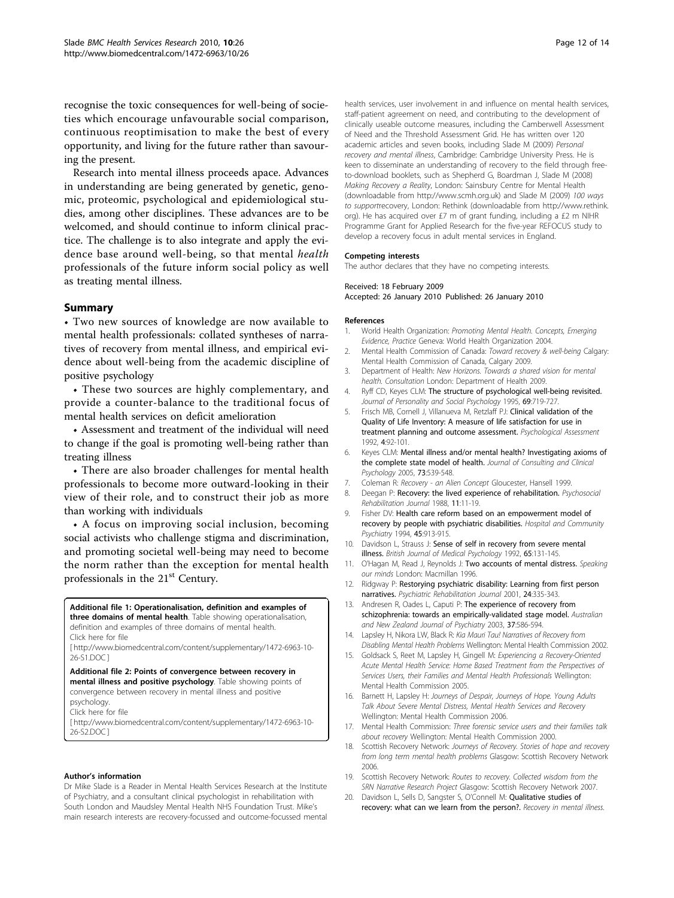recognise the toxic consequences for well-being of societies which encourage unfavourable social comparison, continuous reoptimisation to make the best of every opportunity, and living for the future rather than savouring the present.

Research into mental illness proceeds apace. Advances in understanding are being generated by genetic, genomic, proteomic, psychological and epidemiological studies, among other disciplines. These advances are to be welcomed, and should continue to inform clinical practice. The challenge is to also integrate and apply the evidence base around well-being, so that mental *health* professionals of the future inform social policy as well as treating mental illness.

## Summary

• Two new sources of knowledge are now available to mental health professionals: collated syntheses of narratives of recovery from mental illness, and empirical evidence about well-being from the academic discipline of positive psychology

• These two sources are highly complementary, and provide a counter-balance to the traditional focus of mental health services on deficit amelioration

• Assessment and treatment of the individual will need to change if the goal is promoting well-being rather than treating illness

• There are also broader challenges for mental health professionals to become more outward-looking in their view of their role, and to construct their job as more than working with individuals

• A focus on improving social inclusion, becoming social activists who challenge stigma and discrimination, and promoting societal well-being may need to become the norm rather than the exception for mental health professionals in the 21st Century.

**Additional file 1: Operationalisation, definition and examples of three domains of mental health**. Table showing operationalisation, definition and examples of three domains of mental health.
Click here for file
[ http://www.biomedcentral.com/content/supplementary/1472-6963-10-26-S1.DOC ]

**Additional file 2: Points of convergence between recovery in mental illness and positive psychology**. Table showing points of convergence between recovery in mental illness and positive psychology.
Click here for file
[ http://www.biomedcentral.com/content/supplementary/1472-6963-10-26-S2.DOC ]

#### Author's information

Dr Mike Slade is a Reader in Mental Health Services Research at the Institute of Psychiatry, and a consultant clinical psychologist in rehabilitation with South London and Maudsley Mental Health NHS Foundation Trust. Mike's main research interests are recovery-focussed and outcome-focussed mental health services, user involvement in and influence on mental health services, staff-patient agreement on need, and contributing to the development of clinically useable outcome measures, including the Camberwell Assessment of Need and the Threshold Assessment Grid. He has written over 120 academic articles and seven books, including Slade M (2009) *Personal recovery and mental illness*, Cambridge: Cambridge University Press. He is keen to disseminate an understanding of recovery to the field through free-to-download booklets, such as Shepherd G, Boardman J, Slade M (2008) *Making Recovery a Reality*, London: Sainsbury Centre for Mental Health (downloadable from http://www.scmh.org.uk) and Slade M (2009) *100 ways to support*recovery, London: Rethink (downloadable from http://www.rethink.org). He has acquired over £7 m of grant funding, including a £2 m NIHR Programme Grant for Applied Research for the five-year REFOCUS study to develop a recovery focus in adult mental services in England.

#### Competing interests

The author declares that they have no competing interests.

Received: 18 February 2009
Accepted: 26 January 2010 Published: 26 January 2010

#### References

1. World Health Organization: *Promoting Mental Health. Concepts, Emerging Evidence, Practice* Geneva: World Health Organization 2004.
2. Mental Health Commission of Canada: *Toward recovery & well-being* Calgary: Mental Health Commission of Canada, Calgary 2009.
3. Department of Health: *New Horizons. Towards a shared vision for mental health. Consultation* London: Department of Health 2009.
4. Ryff CD, Keyes CLM: **The structure of psychological well-being revisited.** *Journal of Personality and Social Psychology* 1995, **69**:719-727.
5. Frisch MB, Cornell J, Villanueva M, Retzlaff PJ: **Clinical validation of the Quality of Life Inventory: A measure of life satisfaction for use in treatment planning and outcome assessment.** *Psychological Assessment* 1992, **4**:92-101.
6. Keyes CLM: **Mental illness and/or mental health? Investigating axioms of the complete state model of health.** *Journal of Consulting and Clinical Psychology* 2005, **73**:539-548.
7. Coleman R: *Recovery - an Alien Concept* Gloucester, Hansell 1999.
8. Deegan P: **Recovery: the lived experience of rehabilitation.** *Psychosocial Rehabilitation Journal* 1988, **11**:11-19.
9. Fisher DV: **Health care reform based on an empowerment model of recovery by people with psychiatric disabilities.** *Hospital and Community Psychiatry* 1994, **45**:913-915.
10. Davidson L, Strauss J: **Sense of self in recovery from severe mental illness.** *British Journal of Medical Psychology* 1992, **65**:131-145.
11. O'Hagan M, Read J, Reynolds J: **Two accounts of mental distress.** *Speaking our minds* London: Macmillan 1996.
12. Ridgway P: **Restorying psychiatric disability: Learning from first person narratives.** *Psychiatric Rehabilitation Journal* 2001, **24**:335-343.
13. Andresen R, Oades L, Caputi P: **The experience of recovery from schizophrenia: towards an empirically-validated stage model.** *Australian and New Zealand Journal of Psychiatry* 2003, **37**:586-594.
14. Lapsley H, Nikora LW, Black R: *Kia Mauri Tau! Narratives of Recovery from Disabling Mental Health Problems* Wellington: Mental Health Commission 2002.
15. Goldsack S, Reet M, Lapsley H, Gingell M: *Experiencing a Recovery-Oriented Acute Mental Health Service: Home Based Treatment from the Perspectives of Services Users, their Families and Mental Health Professionals* Wellington: Mental Health Commission 2005.
16. Barnett H, Lapsley H: *Journeys of Despair, Journeys of Hope. Young Adults Talk About Severe Mental Distress, Mental Health Services and Recovery* Wellington: Mental Health Commission 2006.
17. Mental Health Commission: *Three forensic service users and their families talk about recovery* Wellington: Mental Health Commission 2000.
18. Scottish Recovery Network: *Journeys of Recovery. Stories of hope and recovery from long term mental health problems* Glasgow: Scottish Recovery Network 2006.
19. Scottish Recovery Network: *Routes to recovery. Collected wisdom from the SRN Narrative Research Project* Glasgow: Scottish Recovery Network 2007.
20. Davidson L, Sells D, Sangster S, O'Connell M: **Qualitative studies of recovery: what can we learn from the person?.** *Recovery in mental illness.*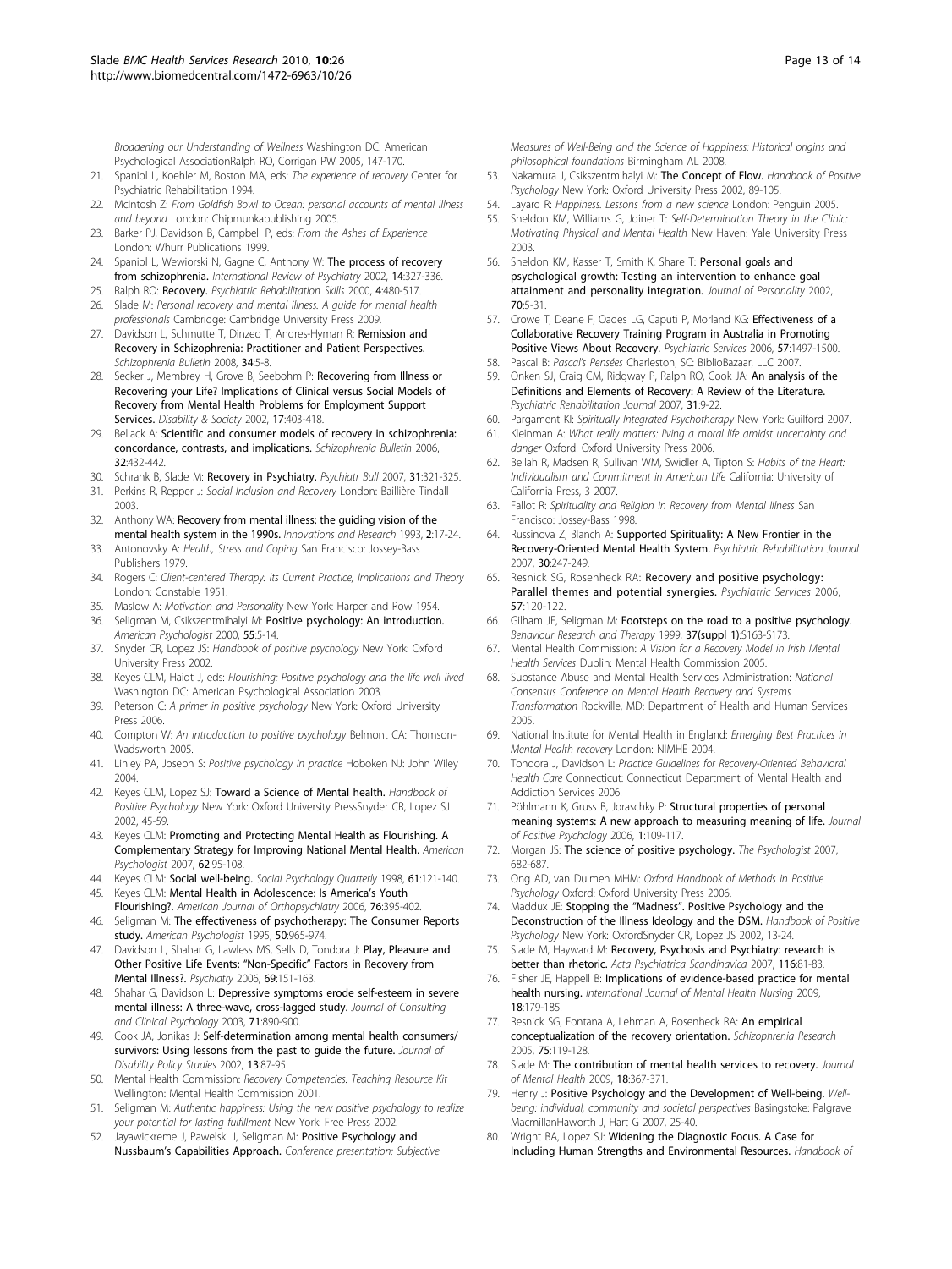*Broadening our Understanding of Wellness* Washington DC: American Psychological AssociationRalph RO, Corrigan PW 2005, 147-170.

21. Spaniol L, Koehler M, Boston MA, eds: *The experience of recovery* Center for Psychiatric Rehabilitation 1994.
22. McIntosh Z: *From Goldfish Bowl to Ocean: personal accounts of mental illness and beyond* London: Chipmunkapublishing 2005.
23. Barker PJ, Davidson B, Campbell P, eds: *From the Ashes of Experience* London: Whurr Publications 1999.
24. Spaniol L, Wewiorski N, Gagne C, Anthony W: **The process of recovery from schizophrenia.** *International Review of Psychiatry* 2002, **14**:327-336.
25. Ralph RO: **Recovery.** *Psychiatric Rehabilitation Skills* 2000, **4**:480-517.
26. Slade M: *Personal recovery and mental illness. A guide for mental health professionals* Cambridge: Cambridge University Press 2009.
27. Davidson L, Schmutte T, Dinzeo T, Andres-Hyman R: **Remission and Recovery in Schizophrenia: Practitioner and Patient Perspectives.** *Schizophrenia Bulletin* 2008, **34**:5-8.
28. Secker J, Membrey H, Grove B, Seebohm P: **Recovering from Illness or Recovering your Life? Implications of Clinical versus Social Models of Recovery from Mental Health Problems for Employment Support Services.** *Disability & Society* 2002, **17**:403-418.
29. Bellack A: **Scientific and consumer models of recovery in schizophrenia: concordance, contrasts, and implications.** *Schizophrenia Bulletin* 2006, **32**:432-442.
30. Schrank B, Slade M: **Recovery in Psychiatry.** *Psychiatr Bull* 2007, **31**:321-325.
31. Perkins R, Repper J: *Social Inclusion and Recovery* London: Baillière Tindall 2003.
32. Anthony WA: **Recovery from mental illness: the guiding vision of the mental health system in the 1990s.** *Innovations and Research* 1993, **2**:17-24.
33. Antonovsky A: *Health, Stress and Coping* San Francisco: Jossey-Bass Publishers 1979.
34. Rogers C: *Client-centered Therapy: Its Current Practice, Implications and Theory* London: Constable 1951.
35. Maslow A: *Motivation and Personality* New York: Harper and Row 1954.
36. Seligman M, Csikszentmihalyi M: **Positive psychology: An introduction.** *American Psychologist* 2000, **55**:5-14.
37. Snyder CR, Lopez JS: *Handbook of positive psychology* New York: Oxford University Press 2002.
38. Keyes CLM, Haidt J, eds: *Flourishing: Positive psychology and the life well lived* Washington DC: American Psychological Association 2003.
39. Peterson C: *A primer in positive psychology* New York: Oxford University Press 2006.
40. Compton W: *An introduction to positive psychology* Belmont CA: Thomson-Wadsworth 2005.
41. Linley PA, Joseph S: *Positive psychology in practice* Hoboken NJ: John Wiley 2004.
42. Keyes CLM, Lopez SJ: **Toward a Science of Mental health.** *Handbook of Positive Psychology* New York: Oxford University PressSnyder CR, Lopez SJ 2002, 45-59.
43. Keyes CLM: **Promoting and Protecting Mental Health as Flourishing. A Complementary Strategy for Improving National Mental Health.** *American Psychologist* 2007, **62**:95-108.
44. Keyes CLM: **Social well-being.** *Social Psychology Quarterly* 1998, **61**:121-140.
45. Keyes CLM: **Mental Health in Adolescence: Is America's Youth Flourishing?.** *American Journal of Orthopsychiatry* 2006, **76**:395-402.
46. Seligman M: **The effectiveness of psychotherapy: The Consumer Reports study.** *American Psychologist* 1995, **50**:965-974.
47. Davidson L, Shahar G, Lawless MS, Sells D, Tondora J: **Play, Pleasure and Other Positive Life Events: "Non-Specific" Factors in Recovery from Mental Illness?.** *Psychiatry* 2006, **69**:151-163.
48. Shahar G, Davidson L: **Depressive symptoms erode self-esteem in severe mental illness: A three-wave, cross-lagged study.** *Journal of Consulting and Clinical Psychology* 2003, **71**:890-900.
49. Cook JA, Jonikas J: **Self-determination among mental health consumers/survivors: Using lessons from the past to guide the future.** *Journal of Disability Policy Studies* 2002, **13**:87-95.
50. Mental Health Commission: *Recovery Competencies. Teaching Resource Kit* Wellington: Mental Health Commission 2001.
51. Seligman M: *Authentic happiness: Using the new positive psychology to realize your potential for lasting fulfillment* New York: Free Press 2002.
52. Jayawickreme J, Pawelski J, Seligman M: **Positive Psychology and Nussbaum's Capabilities Approach.** *Conference presentation: Subjective Measures of Well-Being and the Science of Happiness: Historical origins and philosophical foundations* Birmingham AL 2008.
53. Nakamura J, Csikszentmihalyi M: **The Concept of Flow.** *Handbook of Positive Psychology* New York: Oxford University Press 2002, 89-105.
54. Layard R: *Happiness. Lessons from a new science* London: Penguin 2005.
55. Sheldon KM, Williams G, Joiner T: *Self-Determination Theory in the Clinic: Motivating Physical and Mental Health* New Haven: Yale University Press 2003.
56. Sheldon KM, Kasser T, Smith K, Share T: **Personal goals and psychological growth: Testing an intervention to enhance goal attainment and personality integration.** *Journal of Personality* 2002, **70**:5-31.
57. Crowe T, Deane F, Oades LG, Caputi P, Morland KG: **Effectiveness of a Collaborative Recovery Training Program in Australia in Promoting Positive Views About Recovery.** *Psychiatric Services* 2006, **57**:1497-1500.
58. Pascal B: *Pascal's Pensées* Charleston, SC: BiblioBazaar, LLC 2007.
59. Onken SJ, Craig CM, Ridgway P, Ralph RO, Cook JA: **An analysis of the Definitions and Elements of Recovery: A Review of the Literature.** *Psychiatric Rehabilitation Journal* 2007, **31**:9-22.
60. Pargament KI: *Spiritually Integrated Psychotherapy* New York: Guilford 2007.
61. Kleinman A: *What really matters: living a moral life amidst uncertainty and danger* Oxford: Oxford University Press 2006.
62. Bellah R, Madsen R, Sullivan WM, Swidler A, Tipton S: *Habits of the Heart: Individualism and Commitment in American Life* California: University of California Press, 3 2007.
63. Fallot R: *Spirituality and Religion in Recovery from Mental Illness* San Francisco: Jossey-Bass 1998.
64. Russinova Z, Blanch A: **Supported Spirituality: A New Frontier in the Recovery-Oriented Mental Health System.** *Psychiatric Rehabilitation Journal* 2007, **30**:247-249.
65. Resnick SG, Rosenheck RA: **Recovery and positive psychology: Parallel themes and potential synergies.** *Psychiatric Services* 2006, **57**:120-122.
66. Gilham JE, Seligman M: **Footsteps on the road to a positive psychology.** *Behaviour Research and Therapy* 1999, **37(suppl 1)**:S163-S173.
67. Mental Health Commission: *A Vision for a Recovery Model in Irish Mental Health Services* Dublin: Mental Health Commission 2005.
68. Substance Abuse and Mental Health Services Administration: *National Consensus Conference on Mental Health Recovery and Systems Transformation* Rockville, MD: Department of Health and Human Services 2005.
69. National Institute for Mental Health in England: *Emerging Best Practices in Mental Health recovery* London: NIMHE 2004.
70. Tondora J, Davidson L: *Practice Guidelines for Recovery-Oriented Behavioral Health Care* Connecticut: Connecticut Department of Mental Health and Addiction Services 2006.
71. Pöhlmann K, Gruss B, Joraschky P: **Structural properties of personal meaning systems: A new approach to measuring meaning of life.** *Journal of Positive Psychology* 2006, **1**:109-117.
72. Morgan JS: **The science of positive psychology.** *The Psychologist* 2007, 682-687.
73. Ong AD, van Dulmen MHM: *Oxford Handbook of Methods in Positive Psychology* Oxford: Oxford University Press 2006.
74. Maddux JE: **Stopping the "Madness". Positive Psychology and the Deconstruction of the Illness Ideology and the DSM.** *Handbook of Positive Psychology* New York: OxfordSnyder CR, Lopez JS 2002, 13-24.
75. Slade M, Hayward M: **Recovery, Psychosis and Psychiatry: research is better than rhetoric.** *Acta Psychiatrica Scandinavica* 2007, **116**:81-83.
76. Fisher JE, Happell B: **Implications of evidence-based practice for mental health nursing.** *International Journal of Mental Health Nursing* 2009, **18**:179-185.
77. Resnick SG, Fontana A, Lehman A, Rosenheck RA: **An empirical conceptualization of the recovery orientation.** *Schizophrenia Research* 2005, **75**:119-128.
78. Slade M: **The contribution of mental health services to recovery.** *Journal of Mental Health* 2009, **18**:367-371.
79. Henry J: **Positive Psychology and the Development of Well-being.** *Well-being: individual, community and societal perspectives* Basingstoke: Palgrave MacmillanHaworth J, Hart G 2007, 25-40.
80. Wright BA, Lopez SJ: **Widening the Diagnostic Focus. A Case for Including Human Strengths and Environmental Resources.** *Handbook of*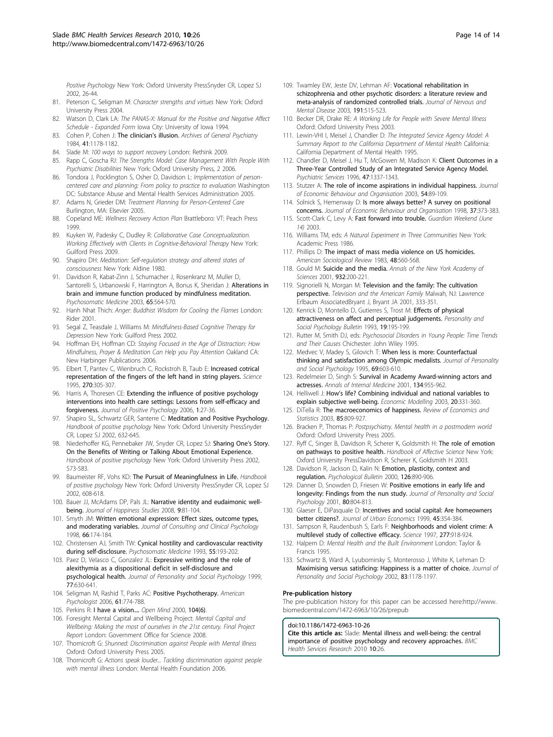Positive Psychology New York: Oxford University PressSnyder CR, Lopez SJ 2002, 26-44.

81. Peterson C, Seligman M: *Character strengths and virtues* New York: Oxford University Press 2004.
82. Watson D, Clark LA: *The PANAS-X: Manual for the Positive and Negative Affect Schedule - Expanded Form* Iowa City: University of Iowa 1994.
83. Cohen P, Cohen J: **The clinician's illusion.** *Archives of General Psychiatry* 1984, **41**:1178-1182.
84. Slade M: *100 ways to support recovery* London: Rethink 2009.
85. Rapp C, Goscha RJ: *The Strengths Model: Case Management With People With Psychiatric Disabilities* New York: Oxford University Press, 2 2006.
86. Tondora J, Pocklington S, Osher D, Davidson L: *Implementation of person-centered care and planning: From policy to practice to evaluation* Washington DC: Substance Abuse and Mental Health Services Administration 2005.
87. Adams N, Grieder DM: *Treatment Planning for Person-Centered Care* Burlington, MA: Elsevier 2005.
88. Copeland ME: *Wellness Recovery Action Plan* Brattleboro: VT: Peach Press 1999.
89. Kuyken W, Padesky C, Dudley R: *Collaborative Case Conceptualization. Working Effectively with Clients in Cognitive-Behavioral Therapy* New York: Guilford Press 2009.
90. Shapiro DH: *Meditation: Self-regulation strategy and altered states of consciousness* New York: Aldine 1980.
91. Davidson R, Kabat-Zinn J, Schumacher J, Rosenkranz M, Muller D, Santorelli S, Urbanowski F, Harrington A, Bonus K, Sheridan J: **Alterations in brain and immune function produced by mindfulness meditation.** *Psychosomatic Medicine* 2003, **65**:564-570.
92. Hanh Nhat Thich: *Anger: Buddhist Wisdom for Cooling the Flames* London: Rider 2001.
93. Segal Z, Teasdale J, Williams M: *Mindfulness-Based Cognitive Therapy for Depression* New York: Guilford Press 2002.
94. Hoffman EH, Hoffman CD: *Staying Focused in the Age of Distraction: How Mindfulness, Prayer & Meditation Can Help you Pay Attention* Oakland CA: New Harbinger Publications 2006.
95. Elbert T, Pantev C, Wienbruch C, Rockstroh B, Taub E: **Increased cotrical representation of the fingers of the left hand in string players.** *Science* 1995, **270**:305-307.
96. Harris A, Thoresen CE: **Extending the influence of positive psychology interventions into health care settings: Lessons from self-efficacy and forgiveness.** *Journal of Positive Psychology* 2006, **1**:27-36.
97. Shapiro SL, Schwartz GER, Santerre C: **Meditation and Positive Psychology.** *Handbook of positive psychology* New York: Oxford University PressSnyder CR, Lopez SJ 2002, 632-645.
98. Niederhoffer KG, Pennebaker JW, Snyder CR, Lopez SJ: **Sharing One's Story. On the Benefits of Writing or Talking About Emotional Experience.** *Handbook of positive psychology* New York: Oxford University Press 2002, 573-583.
99. Baumeister RF, Vohs KD: **The Pursuit of Meaningfulness in Life.** *Handbook of positive psychology* New York: Oxford University PressSnyder CR, Lopez SJ 2002, 608-618.
100. Bauer JJ, McAdams DP, Pals JL: **Narrative identity and eudaimonic well-being.** *Journal of Happiness Studies* 2008, **9**:81-104.
101. Smyth JM: **Written emotional expression: Effect sizes, outcome types, and moderating variables.** *Journal of Consulting and Clinical Psychology* 1998, **66**:174-184.
102. Christensen AJ, Smith TW: **Cynical hostility and cardiovascular reactivity during self-disclosure.** *Psychosomatic Medicine* 1993, **55**:193-202.
103. Paez D, Velasco C, Gonzalez JL: **Expressive writing and the role of alexithymia as a dispositional deficit in self-disclosure and psychological health.** *Journal of Personality and Social Psychology* 1999, **77**:630-641.
104. Seligman M, Rashid T, Parks AC: **Positive Psychotherapy.** *American Psychologist* 2006, **61**:774-788.
105. Perkins R: **I have a vision....** *Open Mind* 2000, **104(6)**.
106. Foresight Mental Capital and Wellbeing Project: *Mental Capital and Wellbeing: Making the most of ourselves in the 21st century. Final Project Report* London: Government Office for Science 2008.
107. Thornicroft G: *Shunned: Discrimination against People with Mental Illness* Oxford: Oxford University Press 2005.
108. Thornicroft G: *Actions speak louder... Tackling discrimination against people with mental illness* London: Mental Health Foundation 2006.
109. Twamley EW, Jeste DV, Lehman AF: **Vocational rehabilitation in schizophrenia and other psychotic disorders: a literature review and meta-analysis of randomized controlled trials.** *Journal of Nervous and Mental Disease* 2003, **191**:515-523.
110. Becker DR, Drake RE: *A Working Life for People with Severe Mental Illness* Oxford: Oxford University Press 2003.
111. Lewin-VHI I, Meisel J, Chandler D: *The Integrated Service Agency Model: A Summary Report to the California Department of Mental Health* California: California Department of Mental Health 1995.
112. Chandler D, Meisel J, Hu T, McGowen M, Madison K: **Client Outcomes in a Three-Year Controlled Study of an Integrated Service Agency Model.** *Psychiatric Services* 1996, **47**:1337-1343.
113. Stutzer A: **The role of income aspirations in individual happiness.** *Journal of Economic Behaviour and Organisation* 2003, **54**:89-109.
114. Solnick S, Hemenway D: **Is more always better? A survey on positional concerns.** *Journal of Economic Behaviour and Organisation* 1998, **37**:373-383.
115. Scott-Clark C, Levy A: **Fast forward into trouble.** *Guardian Weekend (June 14)* 2003.
116. Williams TM, eds: *A Natural Experiment in Three Communities* New York: Academic Press 1986.
117. Phillips D: **The impact of mass media violence on US homicides.** *American Sociological Review* 1983, **48**:560-568.
118. Gould M: **Suicide and the media.** *Annals of the New York Academy of Sciences* 2001, **932**:200-221.
119. Signorielli N, Morgan M: **Television and the family: The cultivation perspective.** *Television and the American Family* Malwah, NJ: Lawrence Erlbaum AssociatedBryant J, Bryant JA 2001, 333-351.
120. Kenrick D, Montello D, Gutierres S, Trost M: **Effects of physical attractiveness on affect and perceptual judgements.** *Personality and Social Psychology Bulletin* 1993, **19**:195-199.
121. Rutter M, Smith DJ, eds: *Psychosocial Disorders in Young People: Time Trends and Their Causes* Chichester: John Wiley 1995.
122. Medvec V, Madey S, Gilovich T: **When less is more: Counterfactual thinking and satisfaction among Olympic medalists.** *Journal of Personality and Social Psychology* 1995, **69**:603-610.
123. Redelmeier D, Singh S: **Survival in Academy Award-winning actors and actresses.** *Annals of Internal Medicine* 2001, **134**:955-962.
124. Helliwell J: **How's life? Combining individual and national variables to explain subjective well-being.** *Economic Modelling* 2003, **20**:331-360.
125. DiTella R: **The macroeconomics of happiness.** *Review of Economics and Statistics* 2003, **85**:809-927.
126. Bracken P, Thomas P: *Postpsychiatry. Mental health in a postmodern world* Oxford: Oxford University Press 2005.
127. Ryff C, Singer B, Davidson R, Scherer K, Goldsmith H: **The role of emotion on pathways to positive health.** *Handbook of Affective Science* New York: Oxford University PressDavidson R, Scherer K, Goldsmith H 2003.
128. Davidson R, Jackson D, Kalin N: **Emotion, plasticity, context and regulation.** *Psychological Bulletin* 2000, **126**:890-906.
129. Danner D, Snowden D, Friesen W: **Positive emotions in early life and longevity: Findings from the nun study.** *Journal of Personality and Social Psychology* 2001, **80**:804-813.
130. Glaeser E, DiPasquale D: **Incentives and social capital: Are homeowners better citizens?.** *Journal of Urban Economics* 1999, **45**:354-384.
131. Sampson R, Raudenbush S, Earls F: **Neighborhoods and violent crime: A multilevel study of collective efficacy.** *Science* 1997, **277**:918-924.
132. Halpern D: *Mental Health and the Built Environment* London: Taylor & Francis 1995.
133. Schwartz B, Ward A, Lyubomirsky S, Monterosso J, White K, Lehman D: **Maximising versus satisficing: Happiness is a matter of choice.** *Journal of Personality and Social Psychology* 2002, **83**:1178-1197.

### Pre-publication history

The pre-publication history for this paper can be accessed here:http://www.biomedcentral.com/1472-6963/10/26/prepub

doi:10.1186/1472-6963-10-26

**Cite this article as:** Slade: Mental illness and well-being: the central importance of positive psychology and recovery approaches. *BMC Health Services Research* 2010 **10**:26.